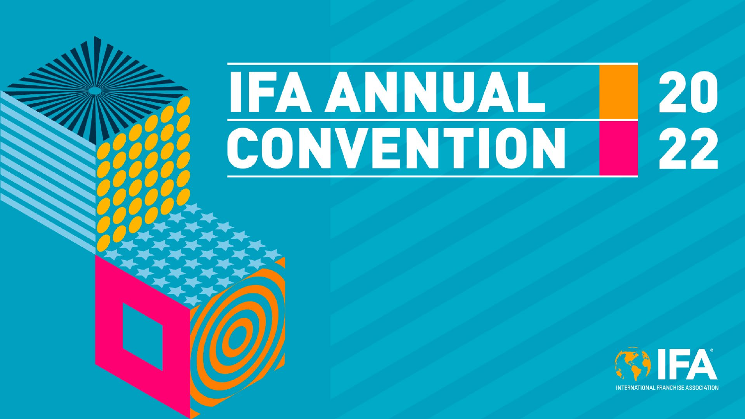# IFA ANNUAL CONVENTION 2022

IFA

INTERNATIONAL FRANCHISE ASSOCIATION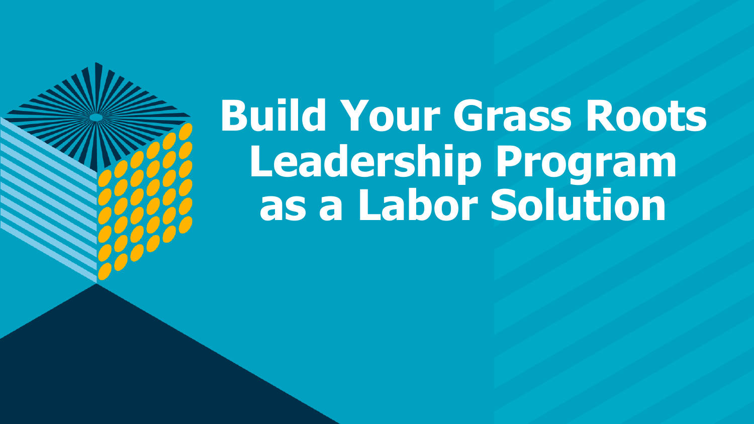# Build Your Grass Roots Leadership Program as a Labor Solution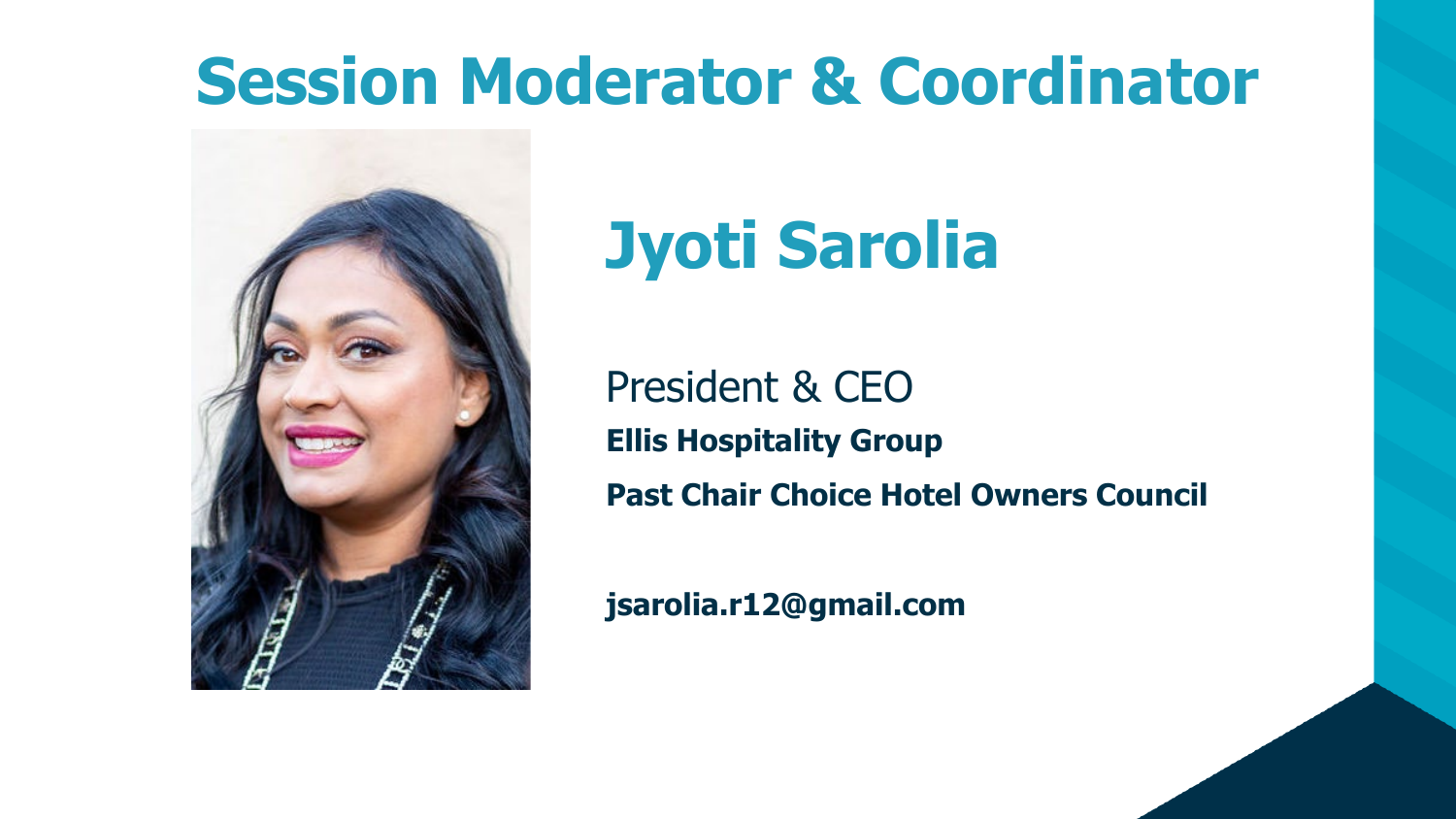# Session Moderator & Coordinator

## Jyoti Sarolia

President & CEO

**Ellis Hospitality Group**

**Past Chair Choice Hotel Owners Council**

**jsarolia.r12@gmail.com**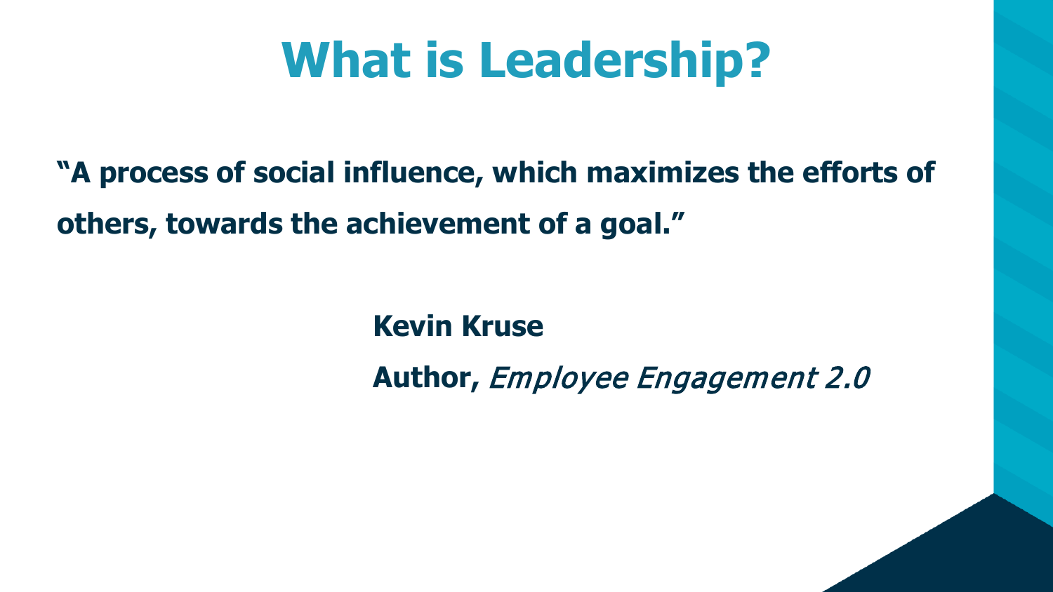# What is Leadership?

**"A process of social influence, which maximizes the efforts of others, towards the achievement of a goal."**

**Kevin Kruse**

**Author,** *Employee Engagement 2.0*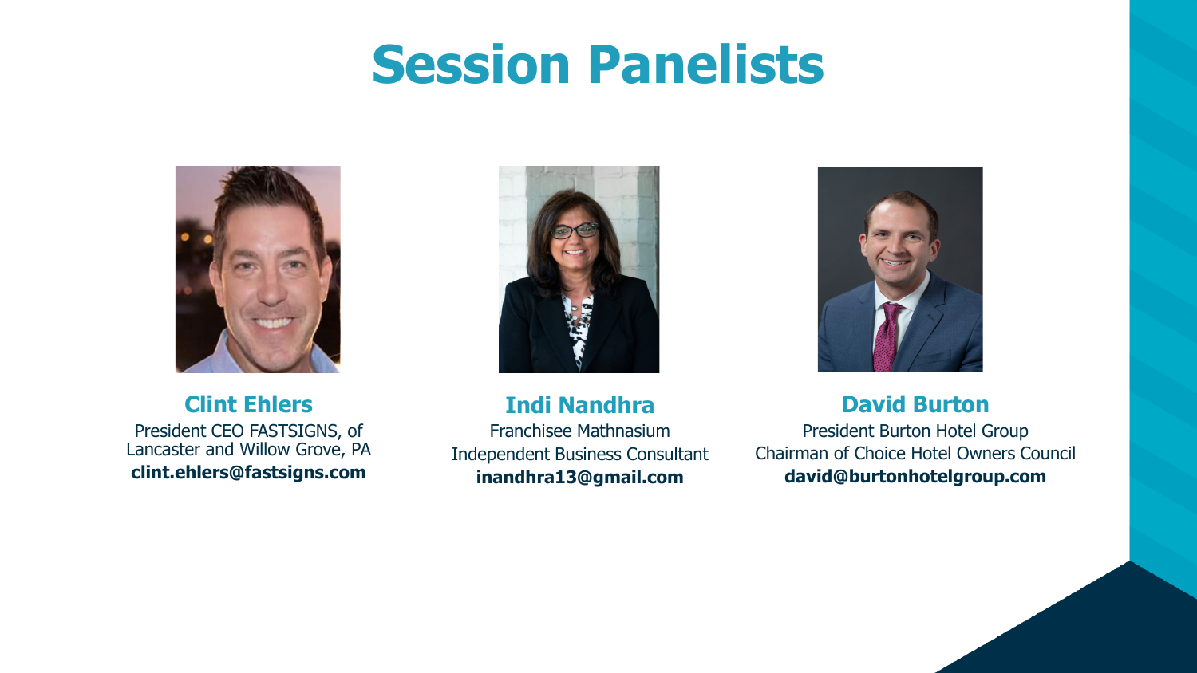# Session Panelists

## Clint Ehlers

President CEO FASTSIGNS, of Lancaster and Willow Grove, PA

**clint.ehlers@fastsigns.com**

## Indi Nandhra

Franchisee Mathnasium

Independent Business Consultant

**inandhra13@gmail.com**

## David Burton

President Burton Hotel Group

Chairman of Choice Hotel Owners Council

**david@burtonhotelgroup.com**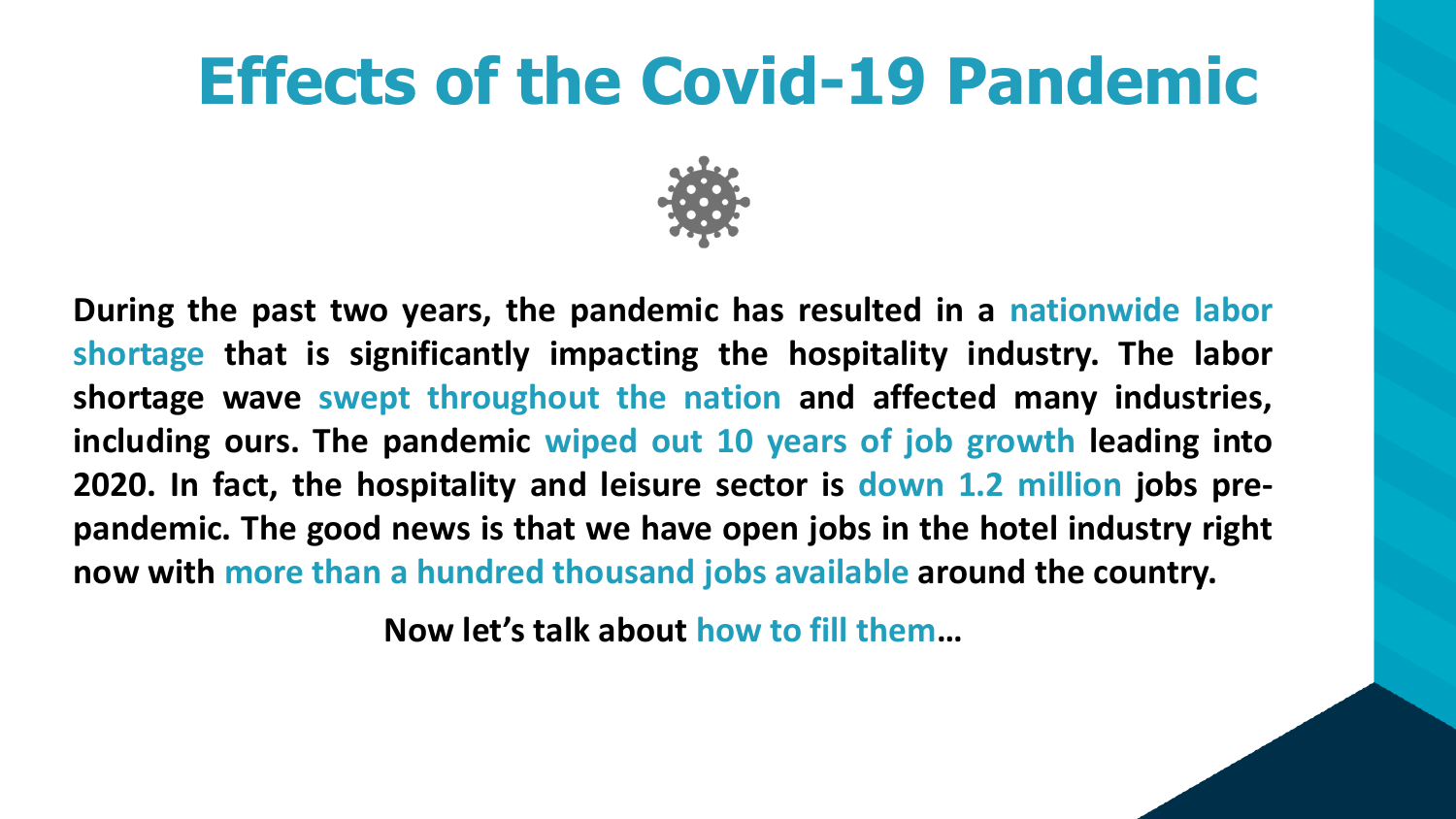# Effects of the Covid-19 Pandemic

**During the past two years, the pandemic has resulted in a nationwide labor shortage that is significantly impacting the hospitality industry. The labor shortage wave swept throughout the nation and affected many industries, including ours. The pandemic wiped out 10 years of job growth leading into 2020. In fact, the hospitality and leisure sector is down 1.2 million jobs pre-pandemic. The good news is that we have open jobs in the hotel industry right now with more than a hundred thousand jobs available around the country.**

**Now let's talk about how to fill them…**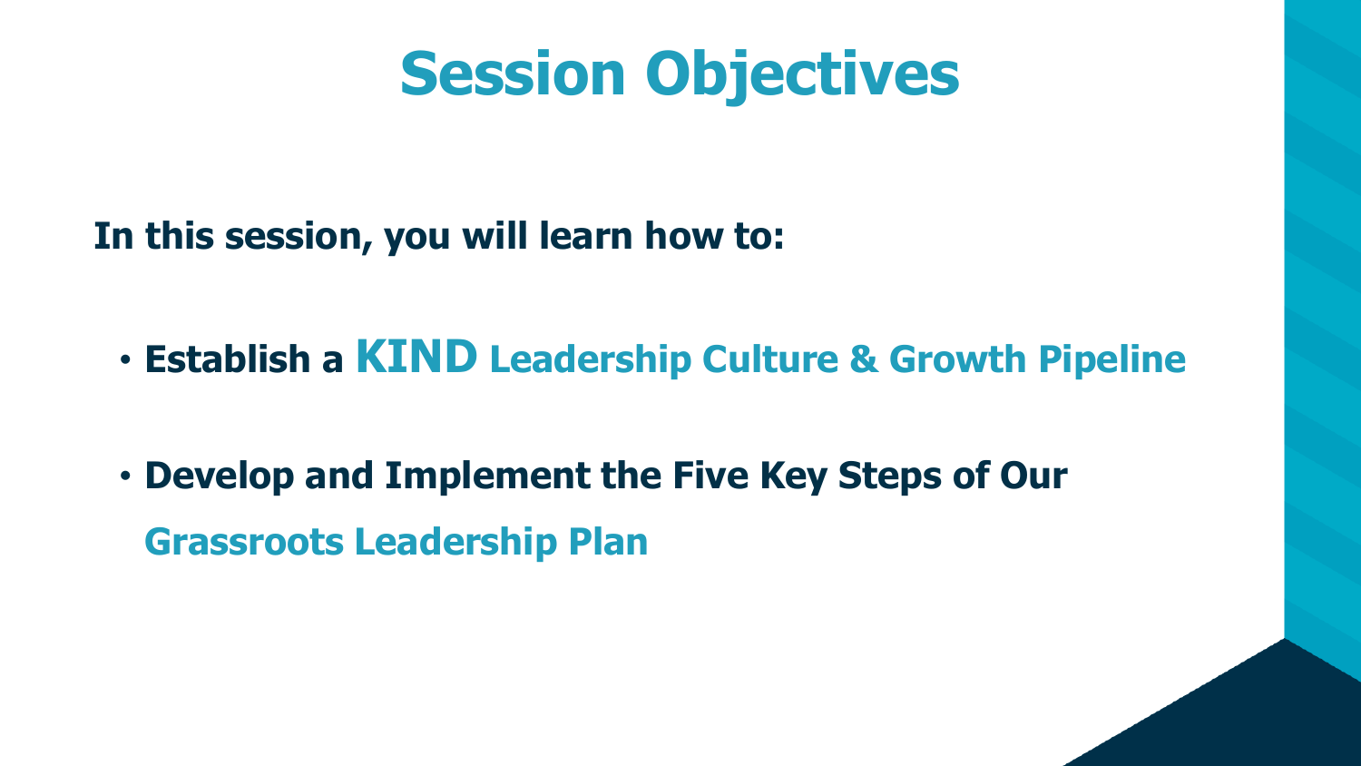# Session Objectives

**In this session, you will learn how to:**

- **Establish a KIND Leadership Culture & Growth Pipeline**
- **Develop and Implement the Five Key Steps of Our Grassroots Leadership Plan**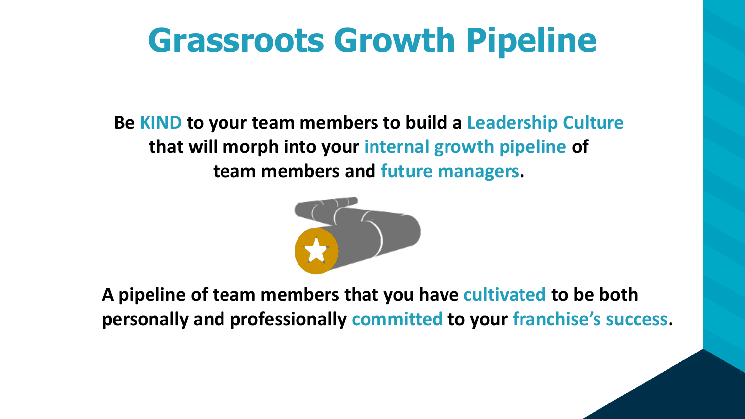# Grassroots Growth Pipeline

**Be KIND to your team members to build a Leadership Culture that will morph into your internal growth pipeline of team members and future managers.**

**A pipeline of team members that you have cultivated to be both personally and professionally committed to your franchise's success.**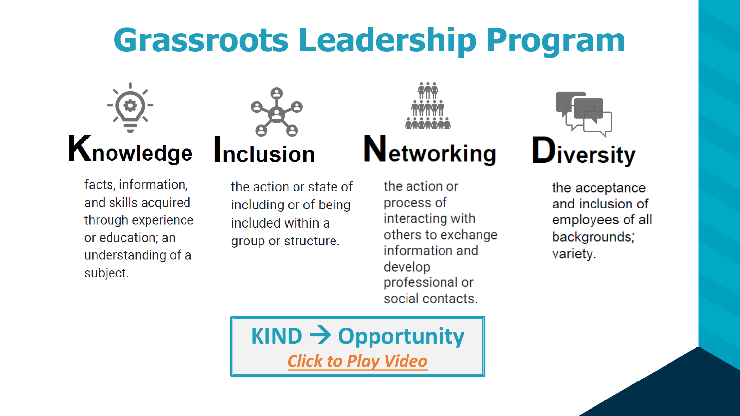# Grassroots Leadership Program

## Knowledge

facts, information, and skills acquired through experience or education; an understanding of a subject.

## Inclusion

the action or state of including or of being included within a group or structure.

## Networking

the action or process of interacting with others to exchange information and develop professional or social contacts.

## Diversity

the acceptance and inclusion of employees of all backgrounds; variety.

**KIND → Opportunity**

*Click to Play Video*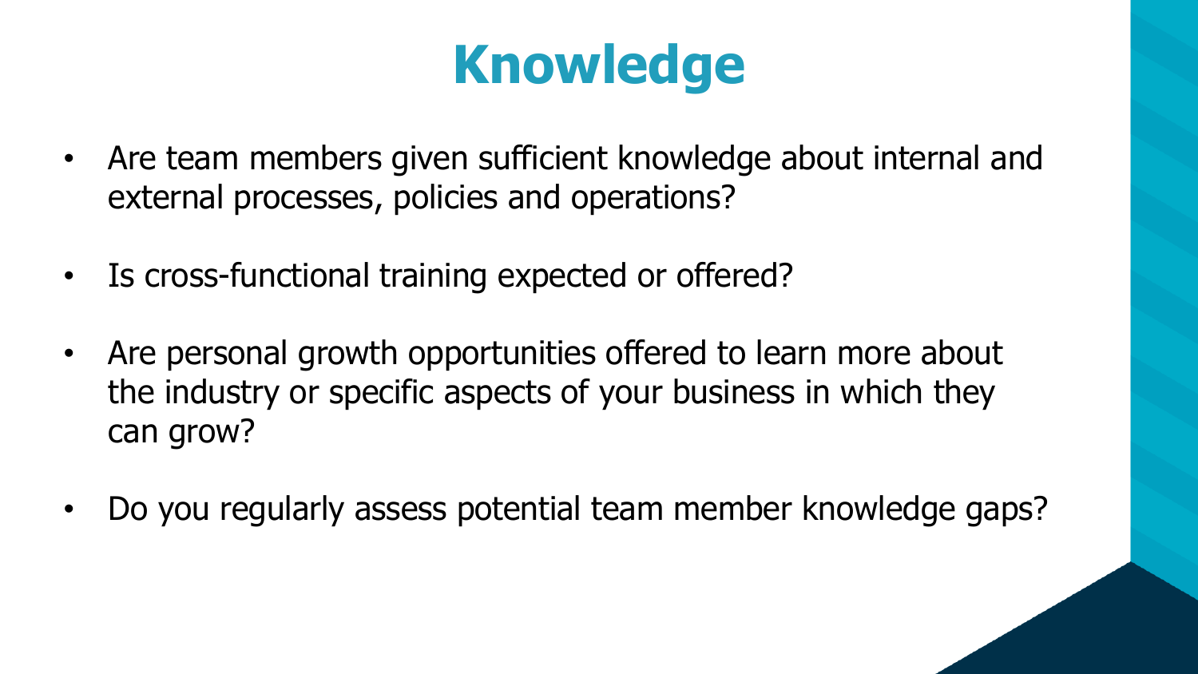# Knowledge

- Are team members given sufficient knowledge about internal and external processes, policies and operations?
- Is cross-functional training expected or offered?
- Are personal growth opportunities offered to learn more about the industry or specific aspects of your business in which they can grow?
- Do you regularly assess potential team member knowledge gaps?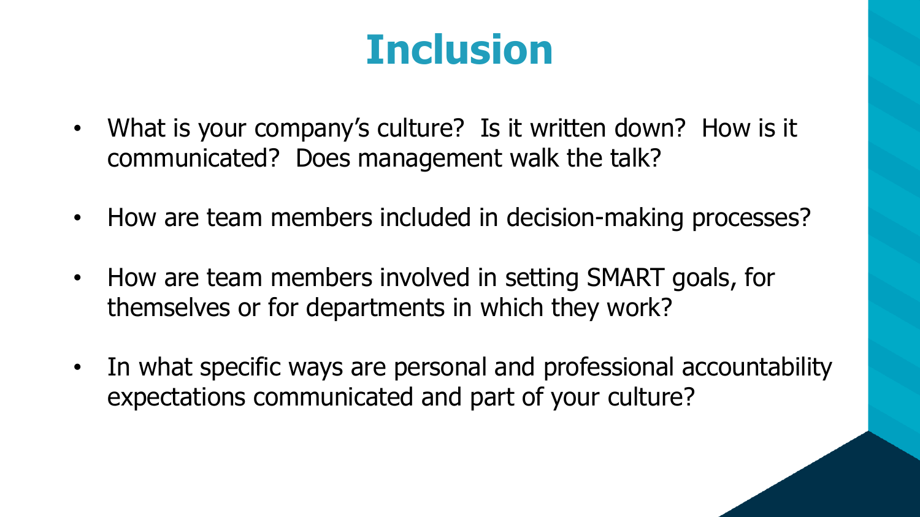# Inclusion

- What is your company's culture? Is it written down? How is it communicated? Does management walk the talk?
- How are team members included in decision-making processes?
- How are team members involved in setting SMART goals, for themselves or for departments in which they work?
- In what specific ways are personal and professional accountability expectations communicated and part of your culture?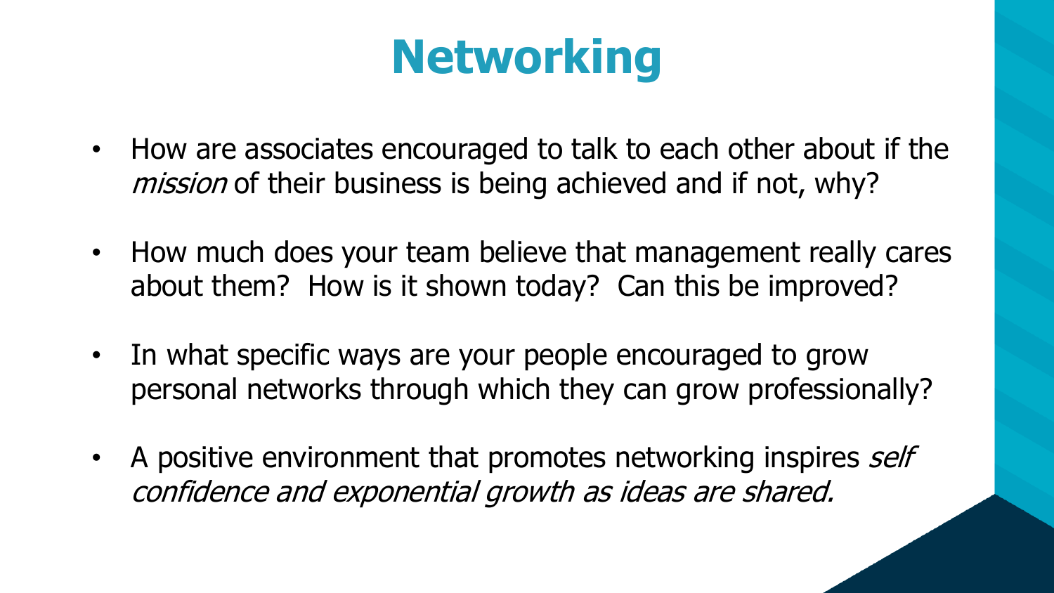# Networking

- How are associates encouraged to talk to each other about if the *mission* of their business is being achieved and if not, why?
- How much does your team believe that management really cares about them? How is it shown today? Can this be improved?
- In what specific ways are your people encouraged to grow personal networks through which they can grow professionally?
- A positive environment that promotes networking inspires *self confidence and exponential growth as ideas are shared.*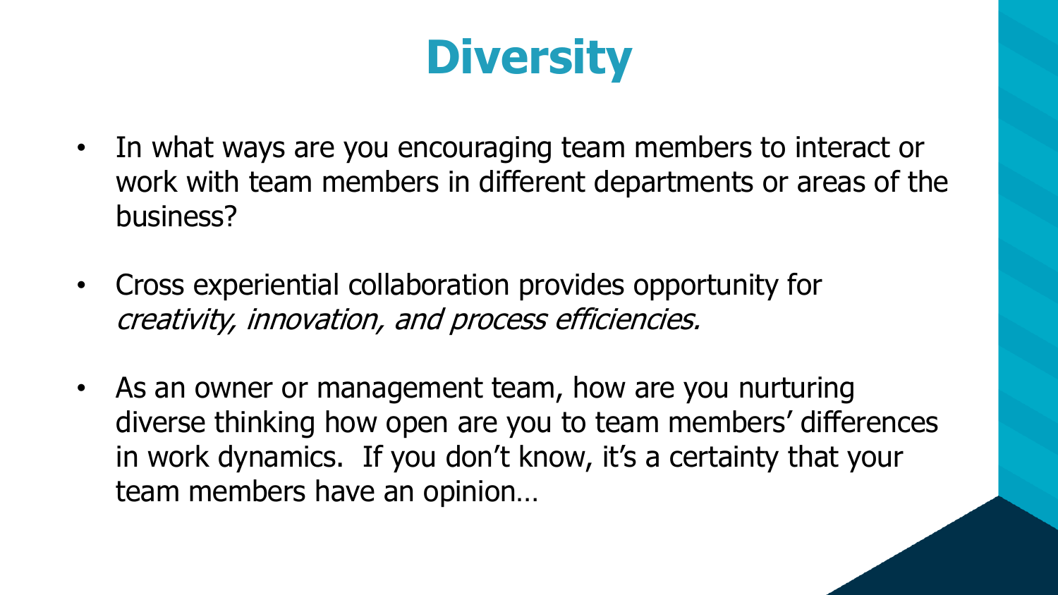# Diversity

- In what ways are you encouraging team members to interact or work with team members in different departments or areas of the business?

- Cross experiential collaboration provides opportunity for *creativity, innovation, and process efficiencies.*

- As an owner or management team, how are you nurturing diverse thinking how open are you to team members' differences in work dynamics. If you don't know, it's a certainty that your team members have an opinion…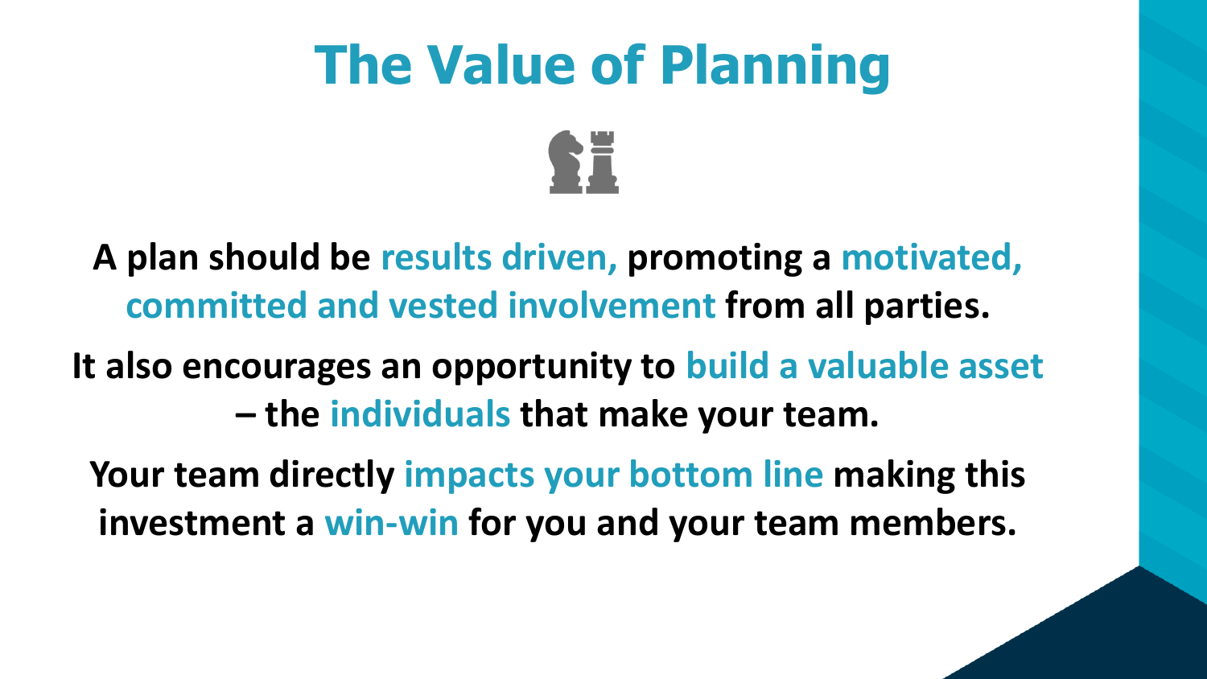# The Value of Planning

**A plan should be results driven, promoting a motivated, committed and vested involvement from all parties.**

**It also encourages an opportunity to build a valuable asset – the individuals that make your team.**

**Your team directly impacts your bottom line making this investment a win-win for you and your team members.**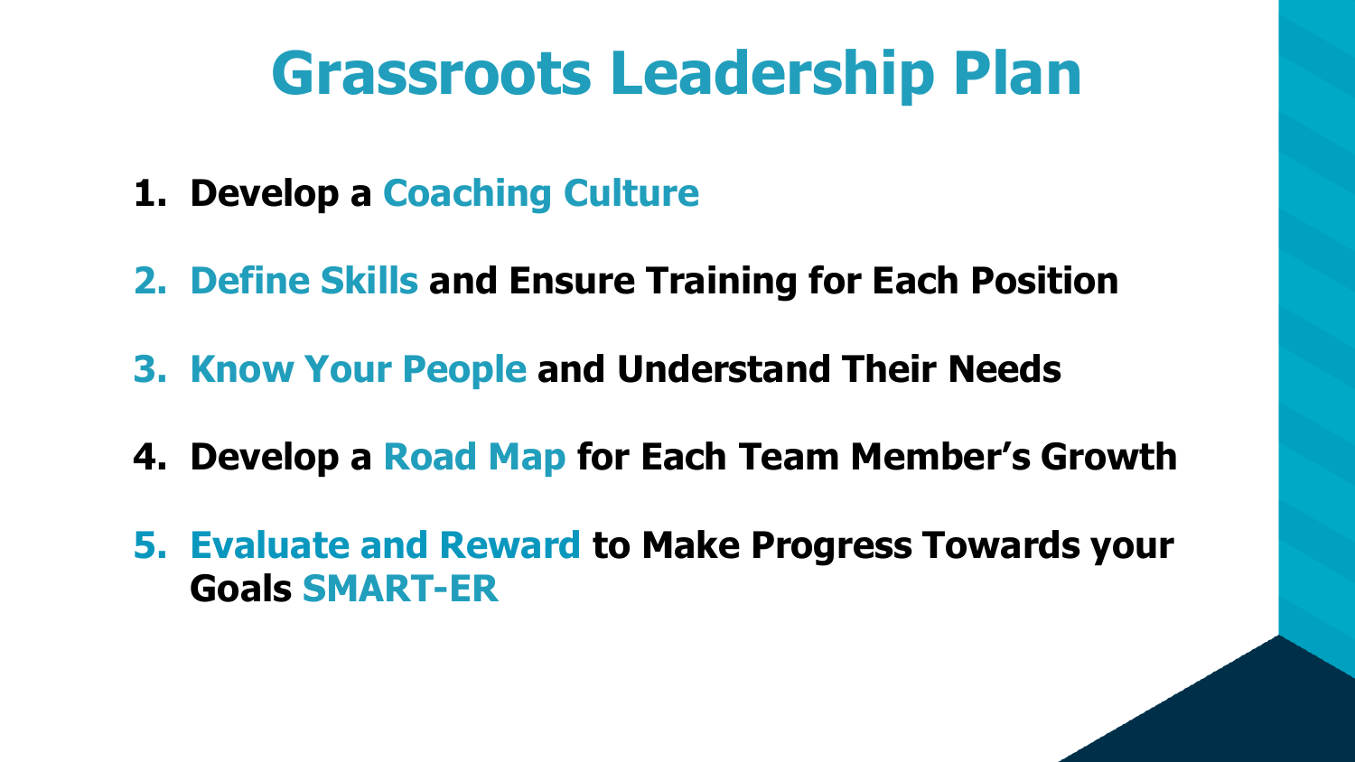# Grassroots Leadership Plan

1. **Develop a Coaching Culture**
2. **Define Skills and Ensure Training for Each Position**
3. **Know Your People and Understand Their Needs**
4. **Develop a Road Map for Each Team Member's Growth**
5. **Evaluate and Reward to Make Progress Towards your Goals SMART-ER**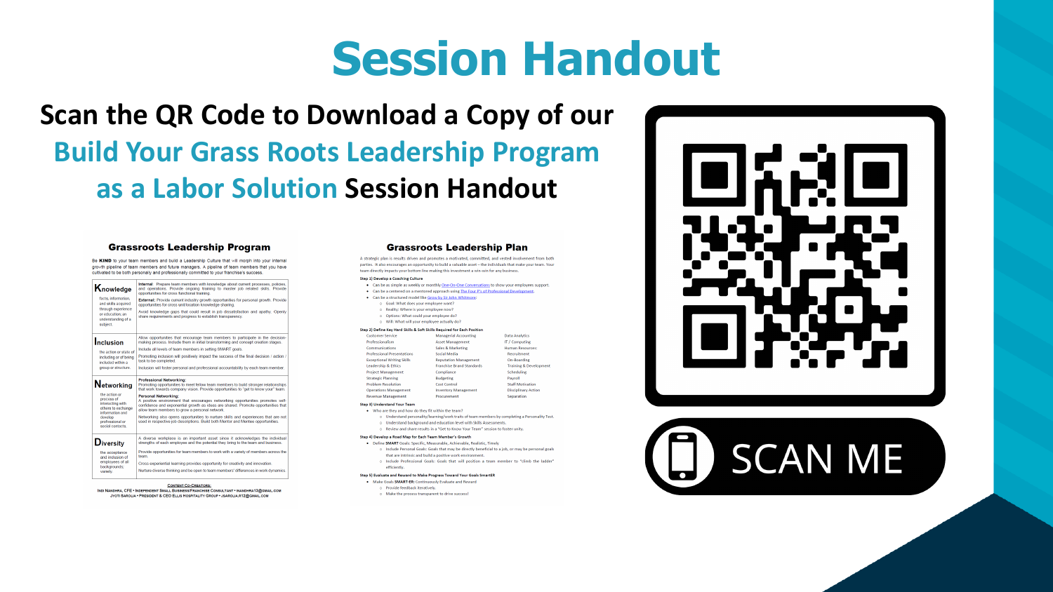# Session Handout

## Scan the QR Code to Download a Copy of our Build Your Grass Roots Leadership Program as a Labor Solution Session Handout

### Grassroots Leadership Program

Be **KIND** to your team members and build a Leadership Culture that will morph into your internal growth pipeline of team members and future managers. A pipeline of team members that you have cultivated to be both personally and professionally committed to your franchise's success.

| | |
|---|---|
| **Knowledge**<br>facts, information, and skills acquired through experience or education; an understanding of a subject. | **Internal:** Prepare team members with knowledge about current processes, policies and operations. Provide ongoing training to master job related skills. Provide opportunities for cross functional training.<br>**External:** Provide current industry growth opportunities for personal growth. Provide opportunities for cross unit/location knowledge sharing.<br>Avoid knowledge gaps that could result in job dissatisfaction and apathy. Openly share requirements and progress to establish transparency. |
| **Inclusion**<br>The action or state of including or of being included within a group or structure. | Allow opportunities that encourage team members to participate in the decision-making process. Include them in initial brainstorming and concept creation stages.<br>Include all levels of team members in setting SMART goals.<br>Promoting inclusion will positively impact the success of the final decision / action / task to be completed.<br>Inclusion will foster personal and professional accountability by each team member. |
| **Networking**<br>the action or process of interacting with others to exchange information and develop professional or social contacts. | **Professional Networking:**<br>Promoting opportunities to meet fellow team members to build stronger relationships that work towards company vision. Provide opportunities to "get to know your" team.<br>**Personal Networking:**<br>A positive environment that encourages networking opportunities promotes self-confidence and exponential growth as ideas are shared. Promote opportunities that allow team members to grow a personal network.<br>Networking also opens opportunities to nurture skills and experiences that are not used in respective job descriptions. Build both Mentor and Mentee opportunities. |
| **Diversity**<br>the acceptance and inclusion of employees of all backgrounds; variety. | A diverse workplace is an important asset since it acknowledges the individual strengths of each employee and the potential they bring to the team and business.<br>Provide opportunities for team members to work with a variety of members across the team.<br>Cross-experiential learning provides opportunity for creativity and innovation.<br>Nurture diverse thinking and be open to team members' differences in work dynamics. |

**Content Co-Creators:**
Indi Nandhra, CFE • Independent Small Business/Franchise Consultant • inandhra13@gmail.com
Jyoti Sarolia • President & CEO Elite Hospitality Group • jsarolia.r12@gmail.com

### Grassroots Leadership Plan

A strategic plan is results driven and promotes a motivated, committed, and vested involvement from both parties. It also encourages an opportunity to build a valuable asset – the individuals that make your team. Your team directly impacts your bottom line making this investment a win-win for any business.

**Step 1) Develop a Coaching Culture**

- Can be as simple as weekly or monthly One-On-One Conversations to show your employees support.
- Can be a centered on a mentored approach using The Four P's of Professional Development.
- Can be a structured model like Grow by Sir John Whitmore:
  - Goal: What does your employee want?
  - Reality: Where is your employee now?
  - Options: What could your employee do?
  - Will: What will your employee actually do?

**Step 2) Define Key Hard Skills & Soft Skills Required for Each Position**

| | | |
|---|---|---|
| Customer Service | Managerial Accounting | Data Analytics |
| Professionalism | Asset Management | IT / Computing |
| Communications | Sales & Marketing | Human Resources: |
| Professional Presentations | Social Media | Recruitment |
| Exceptional Writing Skills | Reputation Management | On-Boarding |
| Leadership & Ethics | Franchise Brand Standards | Training & Development |
| Project Management | Compliance | Scheduling |
| Strategic Planning | Budgeting | Payroll |
| Problem Resolution | Cost Control | Staff Motivation |
| Operations Management | Inventory Management | Disciplinary Action |
| Revenue Management | Procurement | Separation |

**Step 3) Understand Your Team**

- Who are they and how do they fit within the team?
  - Understand personality/learning/work traits of team members by completing a Personality Test.
  - Understand background and education level with Skills Assessments.
  - Review and share results in a "Get to Know Your Team" session to foster unity.

**Step 4) Develop a Road Map for Each Team Member's Growth**

- Define SMART Goals: Specific, Measurable, Achievable, Realistic, Timely
  - Include Personal Goals: Goals that may be directly beneficial to a job, or may be personal goals that are intrinsic and build a positive work environment.
  - Include Professional Goals: Goals that will position a team member to "climb the ladder" efficiently.

**Step 5) Evaluate and Reward to Make Progress Toward Your Goals SmartER**

- Make Goals SMART-ER: Continuously Evaluate and Reward
  - Provide feedback iteratively.
  - Make the process transparent to drive success!

SCAN ME